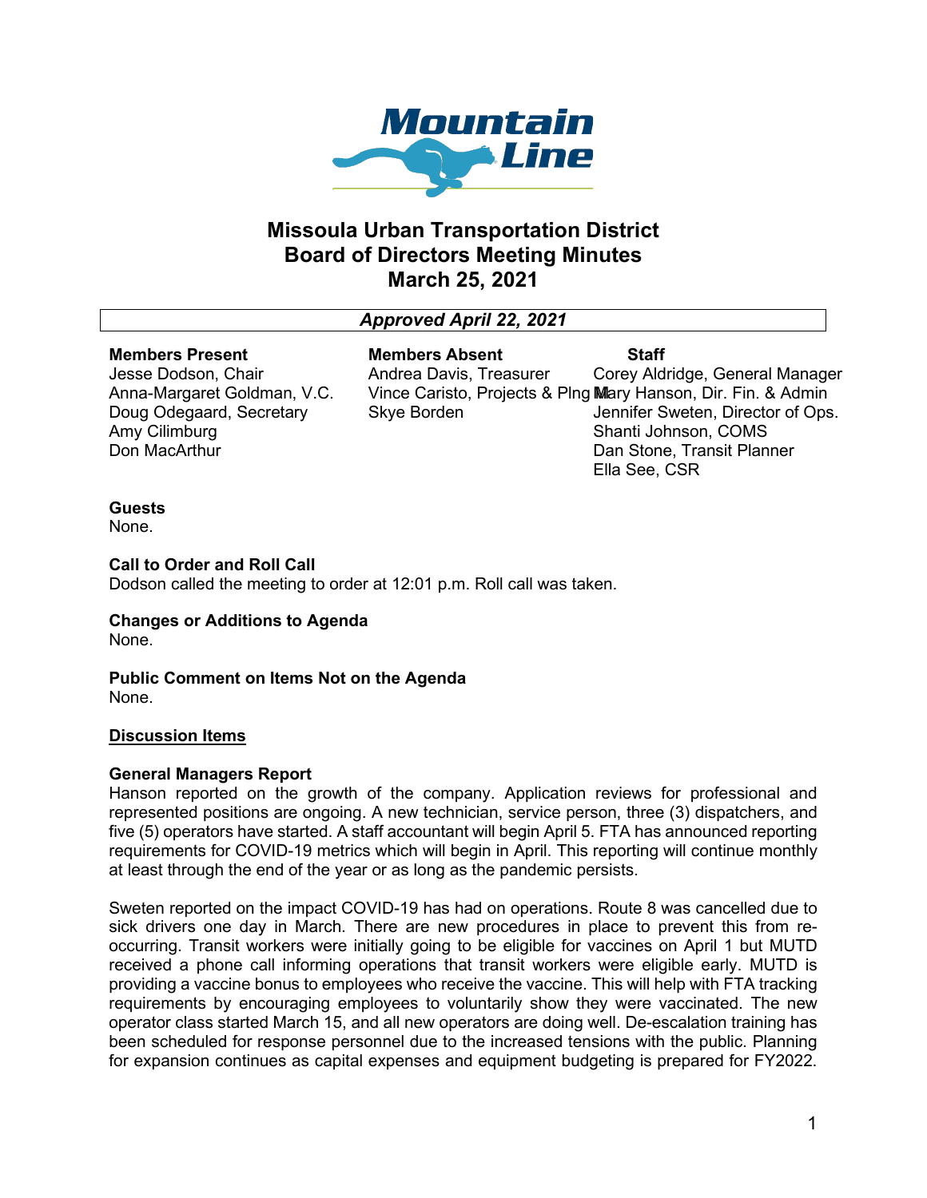# Missoula Urban Transportation District
# Board of Directors Meeting Minutes
# March 25, 2021

***Approved April 22, 2021***

| Members Present | Members Absent | Staff |
|---|---|---|
| Jesse Dodson, Chair | Andrea Davis, Treasurer | Corey Aldridge, General Manager |
| Anna-Margaret Goldman, V.C. | Vince Caristo, Projects & Plng M | Mary Hanson, Dir. Fin. & Admin |
| Doug Odegaard, Secretary | Skye Borden | Jennifer Sweten, Director of Ops. |
| Amy Cilimburg | | Shanti Johnson, COMS |
| Don MacArthur | | Dan Stone, Transit Planner |
| | | Ella See, CSR |

**Guests**
None.

**Call to Order and Roll Call**
Dodson called the meeting to order at 12:01 p.m. Roll call was taken.

**Changes or Additions to Agenda**
None.

**Public Comment on Items Not on the Agenda**
None.

**Discussion Items**

**General Managers Report**
Hanson reported on the growth of the company. Application reviews for professional and represented positions are ongoing. A new technician, service person, three (3) dispatchers, and five (5) operators have started. A staff accountant will begin April 5. FTA has announced reporting requirements for COVID-19 metrics which will begin in April. This reporting will continue monthly at least through the end of the year or as long as the pandemic persists.

Sweten reported on the impact COVID-19 has had on operations. Route 8 was cancelled due to sick drivers one day in March. There are new procedures in place to prevent this from re-occurring. Transit workers were initially going to be eligible for vaccines on April 1 but MUTD received a phone call informing operations that transit workers were eligible early. MUTD is providing a vaccine bonus to employees who receive the vaccine. This will help with FTA tracking requirements by encouraging employees to voluntarily show they were vaccinated. The new operator class started March 15, and all new operators are doing well. De-escalation training has been scheduled for response personnel due to the increased tensions with the public. Planning for expansion continues as capital expenses and equipment budgeting is prepared for FY2022.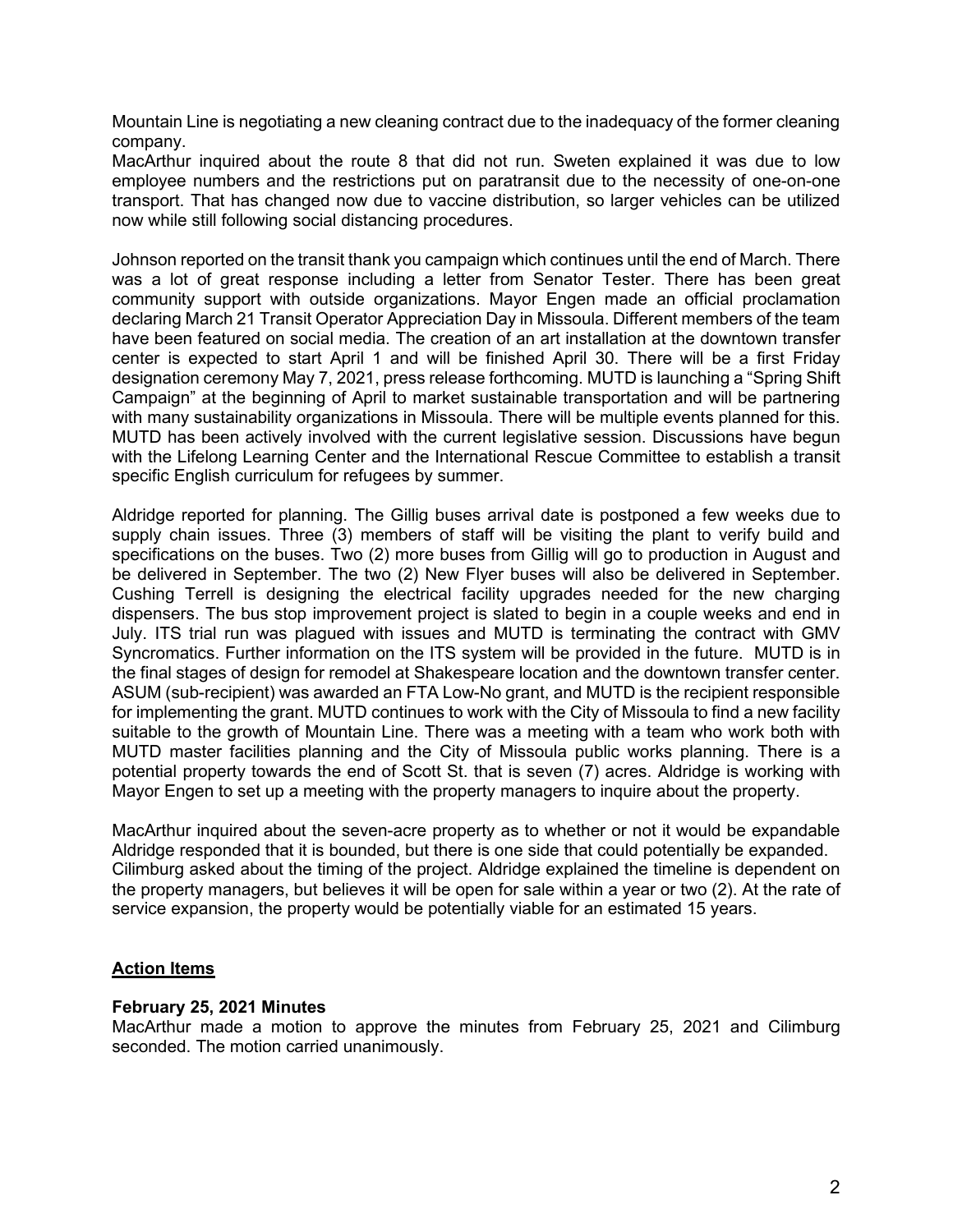Mountain Line is negotiating a new cleaning contract due to the inadequacy of the former cleaning company.

MacArthur inquired about the route 8 that did not run. Sweten explained it was due to low employee numbers and the restrictions put on paratransit due to the necessity of one-on-one transport. That has changed now due to vaccine distribution, so larger vehicles can be utilized now while still following social distancing procedures.

Johnson reported on the transit thank you campaign which continues until the end of March. There was a lot of great response including a letter from Senator Tester. There has been great community support with outside organizations. Mayor Engen made an official proclamation declaring March 21 Transit Operator Appreciation Day in Missoula. Different members of the team have been featured on social media. The creation of an art installation at the downtown transfer center is expected to start April 1 and will be finished April 30. There will be a first Friday designation ceremony May 7, 2021, press release forthcoming. MUTD is launching a "Spring Shift Campaign" at the beginning of April to market sustainable transportation and will be partnering with many sustainability organizations in Missoula. There will be multiple events planned for this. MUTD has been actively involved with the current legislative session. Discussions have begun with the Lifelong Learning Center and the International Rescue Committee to establish a transit specific English curriculum for refugees by summer.

Aldridge reported for planning. The Gillig buses arrival date is postponed a few weeks due to supply chain issues. Three (3) members of staff will be visiting the plant to verify build and specifications on the buses. Two (2) more buses from Gillig will go to production in August and be delivered in September. The two (2) New Flyer buses will also be delivered in September. Cushing Terrell is designing the electrical facility upgrades needed for the new charging dispensers. The bus stop improvement project is slated to begin in a couple weeks and end in July. ITS trial run was plagued with issues and MUTD is terminating the contract with GMV Syncromatics. Further information on the ITS system will be provided in the future. MUTD is in the final stages of design for remodel at Shakespeare location and the downtown transfer center. ASUM (sub-recipient) was awarded an FTA Low-No grant, and MUTD is the recipient responsible for implementing the grant. MUTD continues to work with the City of Missoula to find a new facility suitable to the growth of Mountain Line. There was a meeting with a team who work both with MUTD master facilities planning and the City of Missoula public works planning. There is a potential property towards the end of Scott St. that is seven (7) acres. Aldridge is working with Mayor Engen to set up a meeting with the property managers to inquire about the property.

MacArthur inquired about the seven-acre property as to whether or not it would be expandable Aldridge responded that it is bounded, but there is one side that could potentially be expanded. Cilimburg asked about the timing of the project. Aldridge explained the timeline is dependent on the property managers, but believes it will be open for sale within a year or two (2). At the rate of service expansion, the property would be potentially viable for an estimated 15 years.

## Action Items

### February 25, 2021 Minutes

MacArthur made a motion to approve the minutes from February 25, 2021 and Cilimburg seconded. The motion carried unanimously.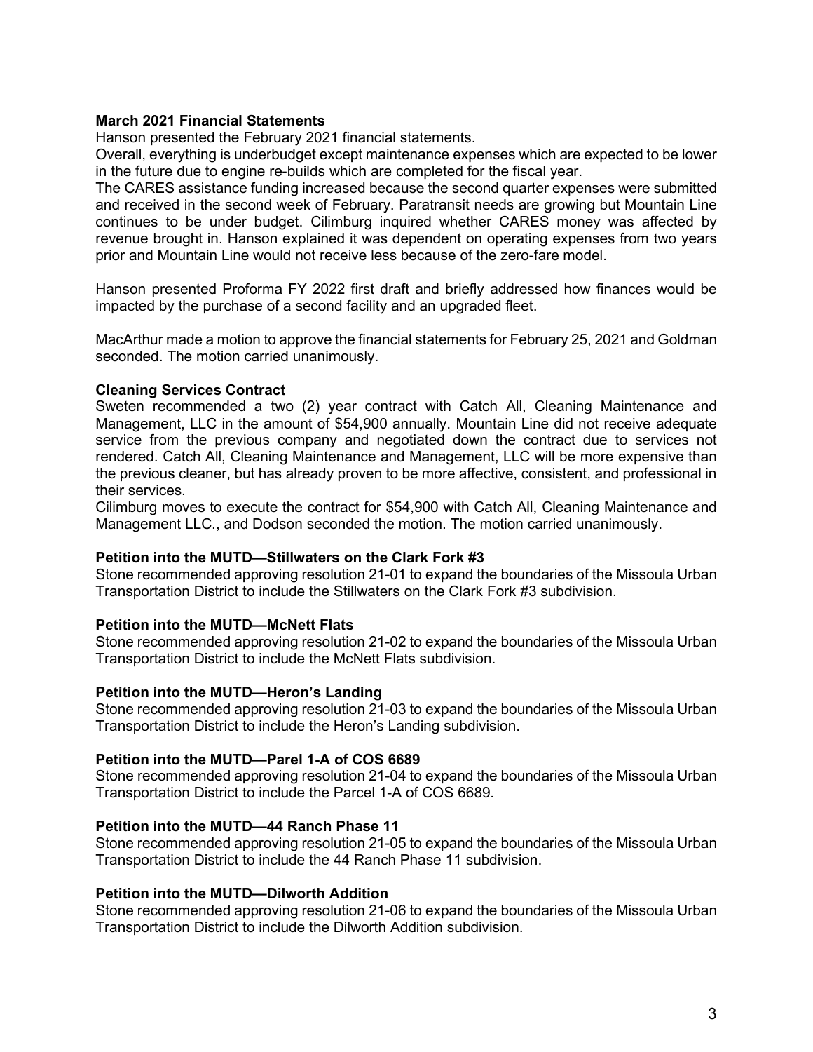**March 2021 Financial Statements**

Hanson presented the February 2021 financial statements.

Overall, everything is underbudget except maintenance expenses which are expected to be lower in the future due to engine re-builds which are completed for the fiscal year.

The CARES assistance funding increased because the second quarter expenses were submitted and received in the second week of February. Paratransit needs are growing but Mountain Line continues to be under budget. Cilimburg inquired whether CARES money was affected by revenue brought in. Hanson explained it was dependent on operating expenses from two years prior and Mountain Line would not receive less because of the zero-fare model.

Hanson presented Proforma FY 2022 first draft and briefly addressed how finances would be impacted by the purchase of a second facility and an upgraded fleet.

MacArthur made a motion to approve the financial statements for February 25, 2021 and Goldman seconded. The motion carried unanimously.

**Cleaning Services Contract**

Sweten recommended a two (2) year contract with Catch All, Cleaning Maintenance and Management, LLC in the amount of $54,900 annually. Mountain Line did not receive adequate service from the previous company and negotiated down the contract due to services not rendered. Catch All, Cleaning Maintenance and Management, LLC will be more expensive than the previous cleaner, but has already proven to be more affective, consistent, and professional in their services.

Cilimburg moves to execute the contract for $54,900 with Catch All, Cleaning Maintenance and Management LLC., and Dodson seconded the motion. The motion carried unanimously.

**Petition into the MUTD—Stillwaters on the Clark Fork #3**

Stone recommended approving resolution 21-01 to expand the boundaries of the Missoula Urban Transportation District to include the Stillwaters on the Clark Fork #3 subdivision.

**Petition into the MUTD—McNett Flats**

Stone recommended approving resolution 21-02 to expand the boundaries of the Missoula Urban Transportation District to include the McNett Flats subdivision.

**Petition into the MUTD—Heron's Landing**

Stone recommended approving resolution 21-03 to expand the boundaries of the Missoula Urban Transportation District to include the Heron's Landing subdivision.

**Petition into the MUTD—Parel 1-A of COS 6689**

Stone recommended approving resolution 21-04 to expand the boundaries of the Missoula Urban Transportation District to include the Parcel 1-A of COS 6689.

**Petition into the MUTD—44 Ranch Phase 11**

Stone recommended approving resolution 21-05 to expand the boundaries of the Missoula Urban Transportation District to include the 44 Ranch Phase 11 subdivision.

**Petition into the MUTD—Dilworth Addition**

Stone recommended approving resolution 21-06 to expand the boundaries of the Missoula Urban Transportation District to include the Dilworth Addition subdivision.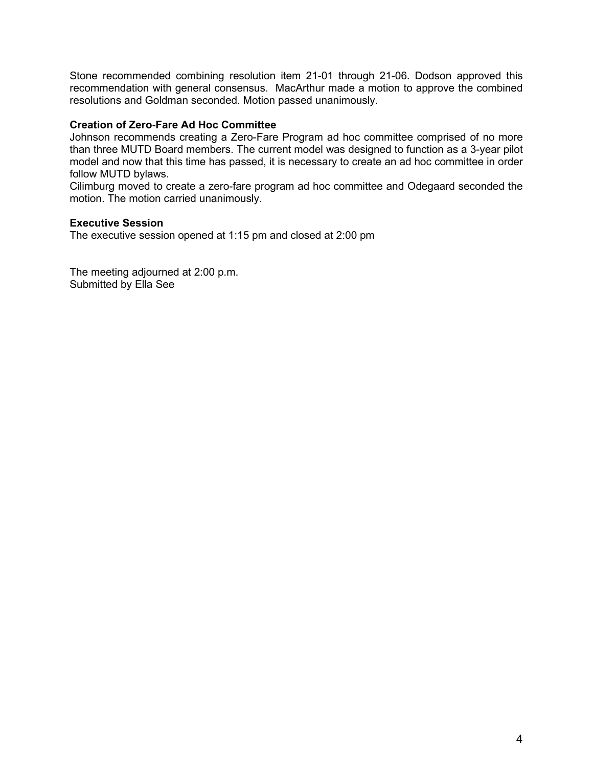Stone recommended combining resolution item 21-01 through 21-06. Dodson approved this recommendation with general consensus. MacArthur made a motion to approve the combined resolutions and Goldman seconded. Motion passed unanimously.

**Creation of Zero-Fare Ad Hoc Committee**

Johnson recommends creating a Zero-Fare Program ad hoc committee comprised of no more than three MUTD Board members. The current model was designed to function as a 3-year pilot model and now that this time has passed, it is necessary to create an ad hoc committee in order follow MUTD bylaws.

Cilimburg moved to create a zero-fare program ad hoc committee and Odegaard seconded the motion. The motion carried unanimously.

**Executive Session**

The executive session opened at 1:15 pm and closed at 2:00 pm

The meeting adjourned at 2:00 p.m.
Submitted by Ella See